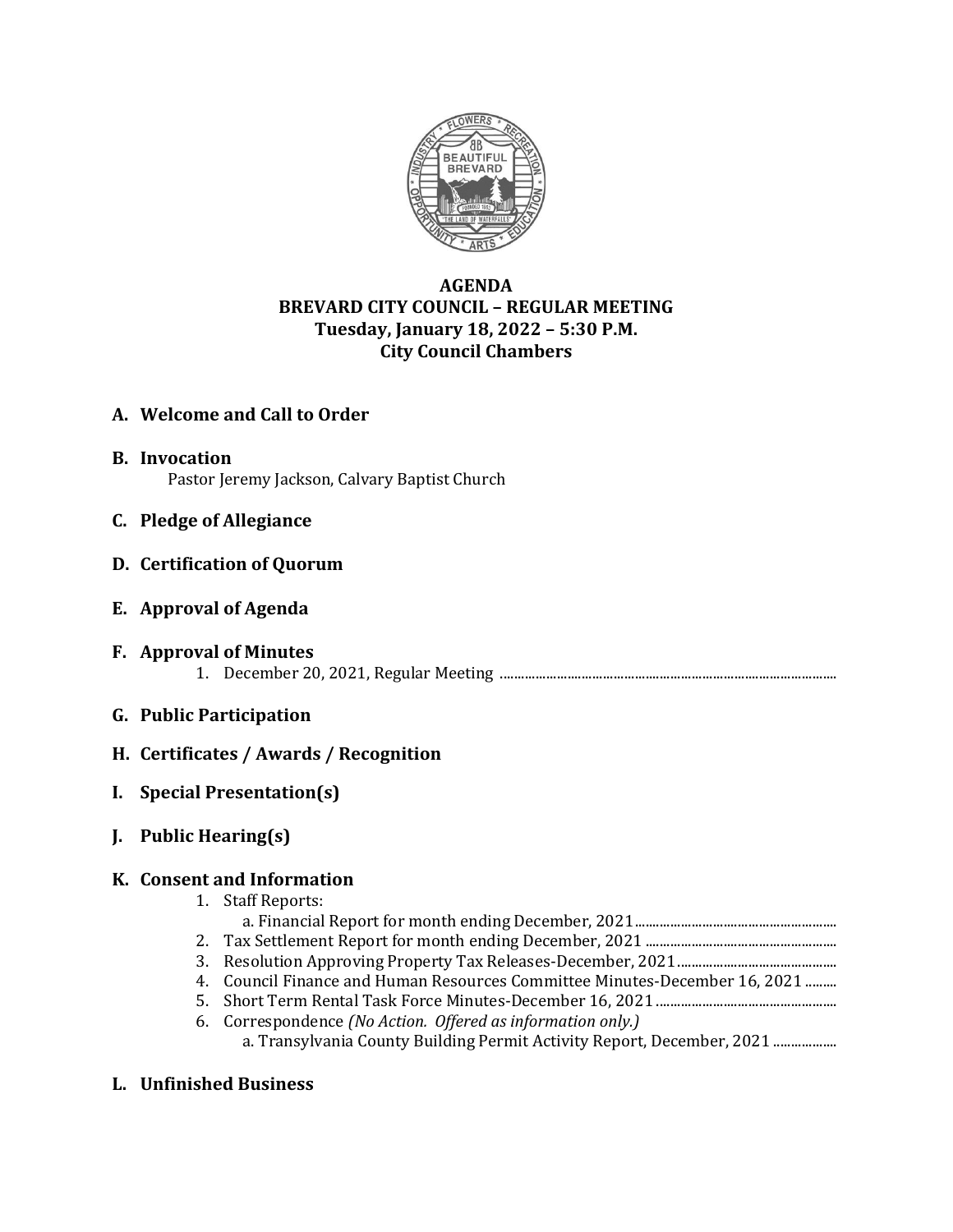**AGENDA**
**BREVARD CITY COUNCIL – REGULAR MEETING**
**Tuesday, January 18, 2022 – 5:30 P.M.**
**City Council Chambers**

## A. Welcome and Call to Order

## B. Invocation

Pastor Jeremy Jackson, Calvary Baptist Church

## C. Pledge of Allegiance

## D. Certification of Quorum

## E. Approval of Agenda

## F. Approval of Minutes

1. December 20, 2021, Regular Meeting ..........................................................................................

## G. Public Participation

## H. Certificates / Awards / Recognition

## I. Special Presentation(s)

## J. Public Hearing(s)

## K. Consent and Information

1. Staff Reports:
   - a. Financial Report for month ending December, 2021........................................................
2. Tax Settlement Report for month ending December, 2021 ......................................................
3. Resolution Approving Property Tax Releases-December, 2021.............................................
4. Council Finance and Human Resources Committee Minutes-December 16, 2021 .........
5. Short Term Rental Task Force Minutes-December 16, 2021..................................................
6. Correspondence *(No Action. Offered as information only.)*
   - a. Transylvania County Building Permit Activity Report, December, 2021 ..................

## L. Unfinished Business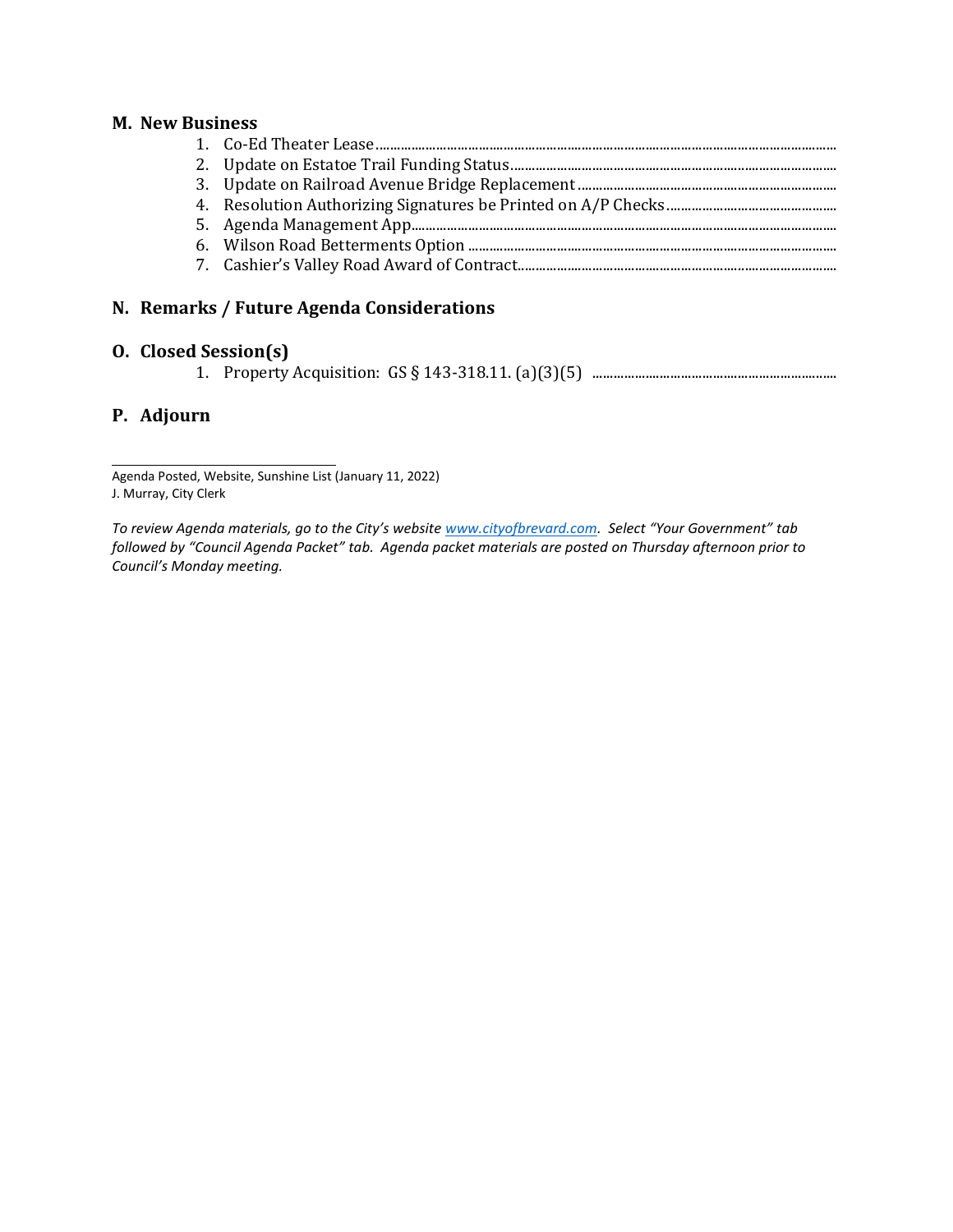## M. New Business

1. Co-Ed Theater Lease
2. Update on Estatoe Trail Funding Status
3. Update on Railroad Avenue Bridge Replacement
4. Resolution Authorizing Signatures be Printed on A/P Checks
5. Agenda Management App
6. Wilson Road Betterments Option
7. Cashier's Valley Road Award of Contract

## N. Remarks / Future Agenda Considerations

## O. Closed Session(s)

1. Property Acquisition: GS § 143-318.11. (a)(3)(5)

## P. Adjourn

---

Agenda Posted, Website, Sunshine List (January 11, 2022)
J. Murray, City Clerk

*To review Agenda materials, go to the City's website [www.cityofbrevard.com](http://www.cityofbrevard.com). Select "Your Government" tab followed by "Council Agenda Packet" tab. Agenda packet materials are posted on Thursday afternoon prior to Council's Monday meeting.*